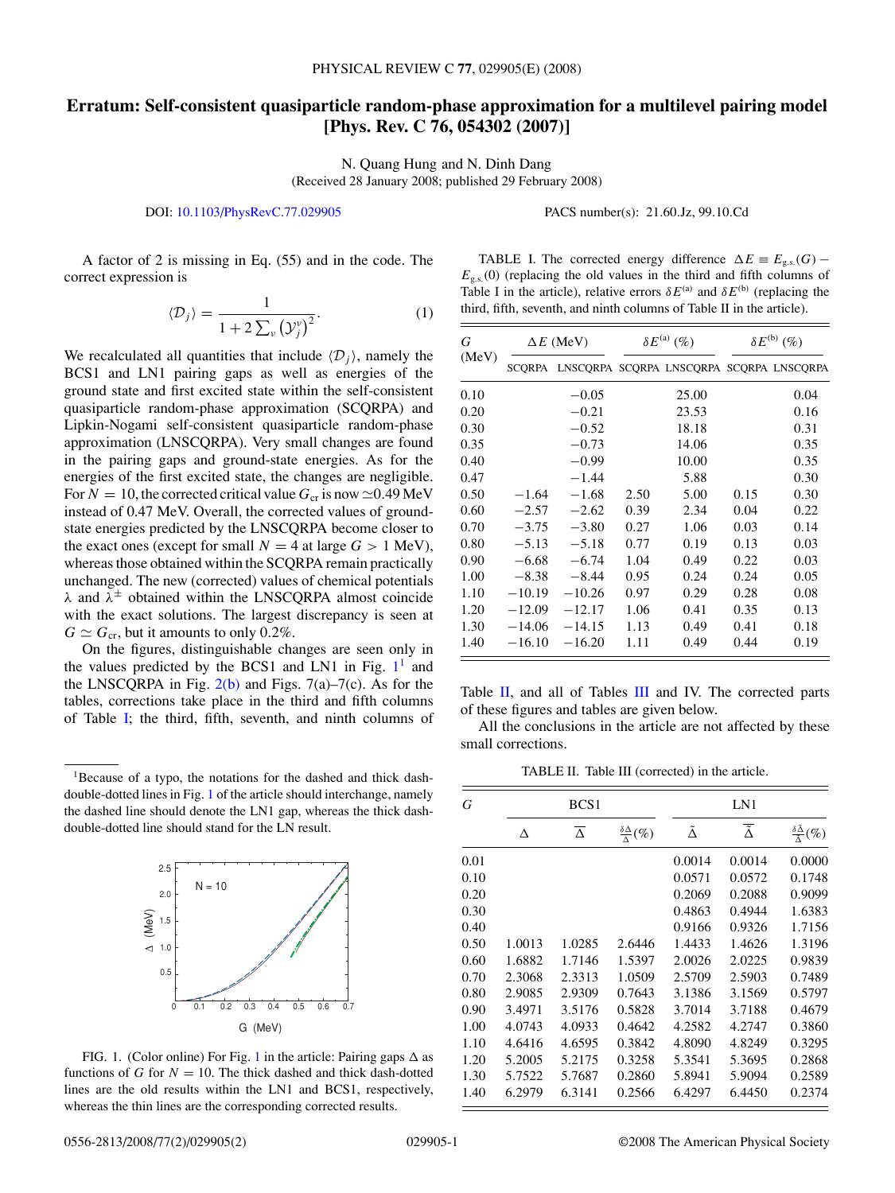# Erratum: Self-consistent quasiparticle random-phase approximation for a multilevel pairing model [Phys. Rev. C 76, 054302 (2007)]

N. Quang Hung and N. Dinh Dang

(Received 28 January 2008; published 29 February 2008)

DOI: 10.1103/PhysRevC.77.029905 PACS number(s): 21.60.Jz, 99.10.Cd

A factor of 2 is missing in Eq. (55) and in the code. The correct expression is

$$\langle \mathcal{D}_j \rangle = \frac{1}{1 + 2\sum_\nu \left(\mathcal{Y}_j^\nu\right)^2}. \quad (1)$$

We recalculated all quantities that include $\langle \mathcal{D}_j \rangle$, namely the BCS1 and LN1 pairing gaps as well as energies of the ground state and first excited state within the self-consistent quasiparticle random-phase approximation (SCQRPA) and Lipkin-Nogami self-consistent quasiparticle random-phase approximation (LNSCQRPA). Very small changes are found in the pairing gaps and ground-state energies. As for the energies of the first excited state, the changes are negligible. For $N = 10$, the corrected critical value $G_{\rm cr}$ is now $\simeq$0.49 MeV instead of 0.47 MeV. Overall, the corrected values of ground-state energies predicted by the LNSCQRPA become closer to the exact ones (except for small $N = 4$ at large $G > 1$ MeV), whereas those obtained within the SCQRPA remain practically unchanged. The new (corrected) values of chemical potentials $\lambda$ and $\lambda^{\pm}$ obtained within the LNSCQRPA almost coincide with the exact solutions. The largest discrepancy is seen at $G \simeq G_{\rm cr}$, but it amounts to only 0.2%.

On the figures, distinguishable changes are seen only in the values predicted by the BCS1 and LN1 in Fig. 1[1] and the LNSCQRPA in Fig. 2(b) and Figs. 7(a)–7(c). As for the tables, corrections take place in the third and fifth columns of Table I; the third, fifth, seventh, and ninth columns of Table II, and all of Tables III and IV. The corrected parts of these figures and tables are given below.

All the conclusions in the article are not affected by these small corrections.

[1]Because of a typo, the notations for the dashed and thick dash-double-dotted lines in Fig. 1 of the article should interchange, namely the dashed line should denote the LN1 gap, whereas the thick dash-double-dotted line should stand for the LN result.

FIG. 1. (Color online) For Fig. 1 in the article: Pairing gaps $\Delta$ as functions of $G$ for $N = 10$. The thick dashed and thick dash-dotted lines are the old results within the LN1 and BCS1, respectively, whereas the thin lines are the corresponding corrected results.

TABLE I. The corrected energy difference $\Delta E \equiv E_{\rm g.s.}(G) - E_{\rm g.s.}(0)$ (replacing the old values in the third and fifth columns of Table I in the article), relative errors $\delta E^{(a)}$ and $\delta E^{(b)}$ (replacing the third, fifth, seventh, and ninth columns of Table II in the article).

| G (MeV) | $\Delta E$ (MeV) | | $\delta E^{(a)}$ (%) | | $\delta E^{(b)}$ (%) | |
|---|---|---|---|---|---|---|
| | SCQRPA | LNSCQRPA | SCQRPA | LNSCQRPA | SCQRPA | LNSCQRPA |
| 0.10 | | −0.05 | | 25.00 | | 0.04 |
| 0.20 | | −0.21 | | 23.53 | | 0.16 |
| 0.30 | | −0.52 | | 18.18 | | 0.31 |
| 0.35 | | −0.73 | | 14.06 | | 0.35 |
| 0.40 | | −0.99 | | 10.00 | | 0.35 |
| 0.47 | | −1.44 | | 5.88 | | 0.30 |
| 0.50 | −1.64 | −1.68 | 2.50 | 5.00 | 0.15 | 0.30 |
| 0.60 | −2.57 | −2.62 | 0.39 | 2.34 | 0.04 | 0.22 |
| 0.70 | −3.75 | −3.80 | 0.27 | 1.06 | 0.03 | 0.14 |
| 0.80 | −5.13 | −5.18 | 0.77 | 0.19 | 0.13 | 0.03 |
| 0.90 | −6.68 | −6.74 | 1.04 | 0.49 | 0.22 | 0.03 |
| 1.00 | −8.38 | −8.44 | 0.95 | 0.24 | 0.24 | 0.05 |
| 1.10 | −10.19 | −10.26 | 0.97 | 0.29 | 0.28 | 0.08 |
| 1.20 | −12.09 | −12.17 | 1.06 | 0.41 | 0.35 | 0.13 |
| 1.30 | −14.06 | −14.15 | 1.13 | 0.49 | 0.41 | 0.18 |
| 1.40 | −16.10 | −16.20 | 1.11 | 0.49 | 0.44 | 0.19 |

TABLE II. Table III (corrected) in the article.

| G | BCS1 | | | LN1 | | |
|---|---|---|---|---|---|---|
| | $\Delta$ | $\overline{\Delta}$ | $\frac{\delta\Delta}{\Delta}(\%)$ | $\tilde{\Delta}$ | $\overline{\tilde{\Delta}}$ | $\frac{\delta\tilde{\Delta}}{\tilde{\Delta}}(\%)$ |
| 0.01 | | | | 0.0014 | 0.0014 | 0.0000 |
| 0.10 | | | | 0.0571 | 0.0572 | 0.1748 |
| 0.20 | | | | 0.2069 | 0.2088 | 0.9099 |
| 0.30 | | | | 0.4863 | 0.4944 | 1.6383 |
| 0.40 | | | | 0.9166 | 0.9326 | 1.7156 |
| 0.50 | 1.0013 | 1.0285 | 2.6446 | 1.4433 | 1.4626 | 1.3196 |
| 0.60 | 1.6882 | 1.7146 | 1.5397 | 2.0026 | 2.0225 | 0.9839 |
| 0.70 | 2.3068 | 2.3313 | 1.0509 | 2.5709 | 2.5903 | 0.7489 |
| 0.80 | 2.9085 | 2.9309 | 0.7643 | 3.1386 | 3.1569 | 0.5797 |
| 0.90 | 3.4971 | 3.5176 | 0.5828 | 3.7014 | 3.7188 | 0.4679 |
| 1.00 | 4.0743 | 4.0933 | 0.4642 | 4.2582 | 4.2747 | 0.3860 |
| 1.10 | 4.6416 | 4.6595 | 0.3842 | 4.8090 | 4.8249 | 0.3295 |
| 1.20 | 5.2005 | 5.2175 | 0.3258 | 5.3541 | 5.3695 | 0.2868 |
| 1.30 | 5.7522 | 5.7687 | 0.2860 | 5.8941 | 5.9094 | 0.2589 |
| 1.40 | 6.2979 | 6.3141 | 0.2566 | 6.4297 | 6.4450 | 0.2374 |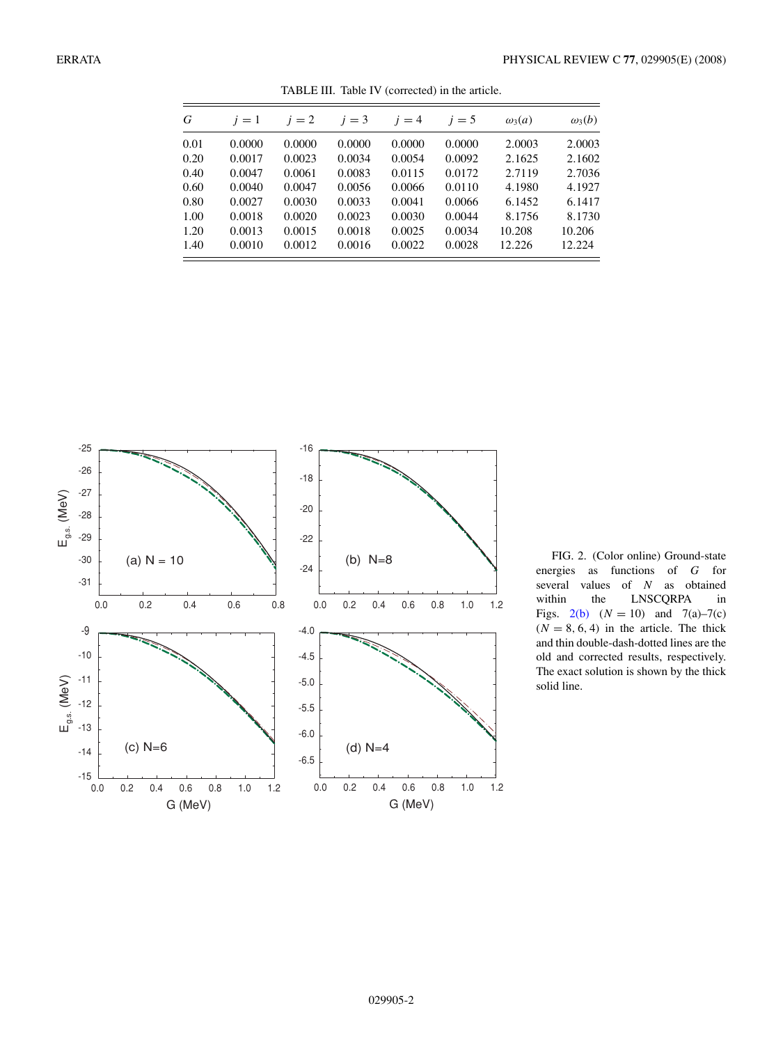TABLE III. Table IV (corrected) in the article.

| $G$ | $j=1$ | $j=2$ | $j=3$ | $j=4$ | $j=5$ | $\omega_3(a)$ | $\omega_3(b)$ |
|---|---|---|---|---|---|---|---|
| 0.01 | 0.0000 | 0.0000 | 0.0000 | 0.0000 | 0.0000 | 2.0003 | 2.0003 |
| 0.20 | 0.0017 | 0.0023 | 0.0034 | 0.0054 | 0.0092 | 2.1625 | 2.1602 |
| 0.40 | 0.0047 | 0.0061 | 0.0083 | 0.0115 | 0.0172 | 2.7119 | 2.7036 |
| 0.60 | 0.0040 | 0.0047 | 0.0056 | 0.0066 | 0.0110 | 4.1980 | 4.1927 |
| 0.80 | 0.0027 | 0.0030 | 0.0033 | 0.0041 | 0.0066 | 6.1452 | 6.1417 |
| 1.00 | 0.0018 | 0.0020 | 0.0023 | 0.0030 | 0.0044 | 8.1756 | 8.1730 |
| 1.20 | 0.0013 | 0.0015 | 0.0018 | 0.0025 | 0.0034 | 10.208 | 10.206 |
| 1.40 | 0.0010 | 0.0012 | 0.0016 | 0.0022 | 0.0028 | 12.226 | 12.224 |

(a) N = 10
(b) N=8
(c) N=6
(d) N=4
$E_{g.s.}$ (MeV)
G (MeV)

FIG. 2. (Color online) Ground-state energies as functions of $G$ for several values of $N$ as obtained within the LNSCQRPA in Figs. 2(b) ($N = 10$) and 7(a)–7(c) ($N = 8, 6, 4$) in the article. The thick and thin double-dash-dotted lines are the old and corrected results, respectively. The exact solution is shown by the thick solid line.